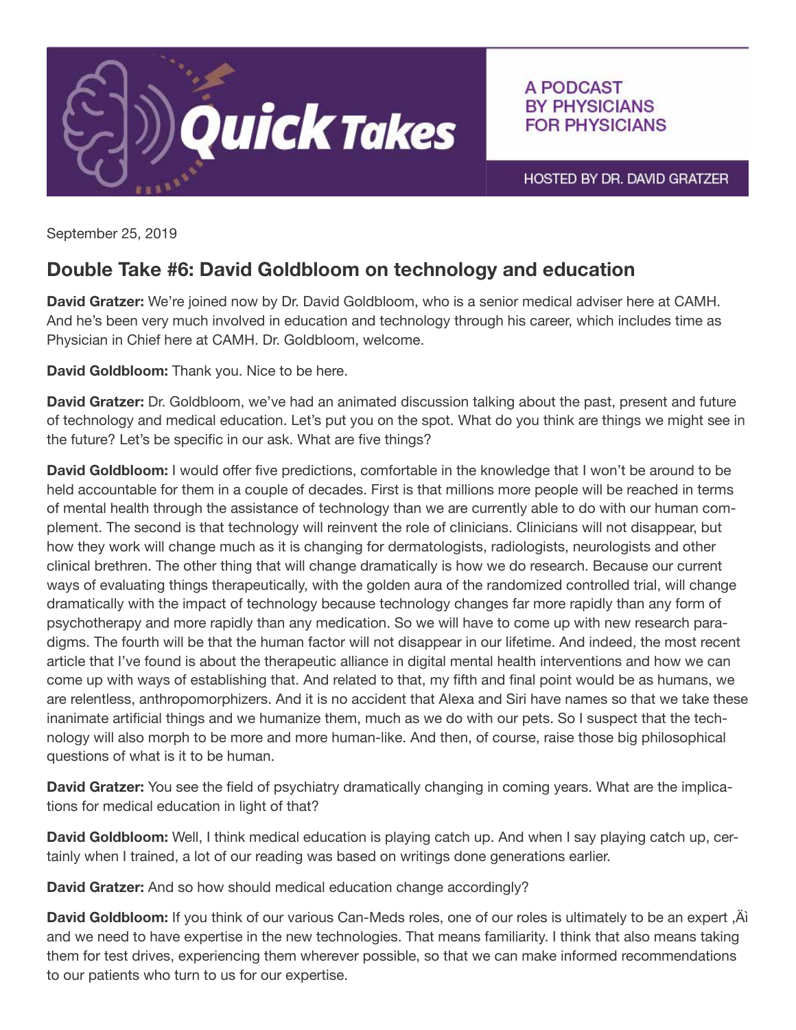Quick Takes

A PODCAST BY PHYSICIANS FOR PHYSICIANS

HOSTED BY DR. DAVID GRATZER

September 25, 2019

## Double Take #6: David Goldbloom on technology and education

**David Gratzer:** We're joined now by Dr. David Goldbloom, who is a senior medical adviser here at CAMH. And he's been very much involved in education and technology through his career, which includes time as Physician in Chief here at CAMH. Dr. Goldbloom, welcome.

**David Goldbloom:** Thank you. Nice to be here.

**David Gratzer:** Dr. Goldbloom, we've had an animated discussion talking about the past, present and future of technology and medical education. Let's put you on the spot. What do you think are things we might see in the future? Let's be specific in our ask. What are five things?

**David Goldbloom:** I would offer five predictions, comfortable in the knowledge that I won't be around to be held accountable for them in a couple of decades. First is that millions more people will be reached in terms of mental health through the assistance of technology than we are currently able to do with our human complement. The second is that technology will reinvent the role of clinicians. Clinicians will not disappear, but how they work will change much as it is changing for dermatologists, radiologists, neurologists and other clinical brethren. The other thing that will change dramatically is how we do research. Because our current ways of evaluating things therapeutically, with the golden aura of the randomized controlled trial, will change dramatically with the impact of technology because technology changes far more rapidly than any form of psychotherapy and more rapidly than any medication. So we will have to come up with new research paradigms. The fourth will be that the human factor will not disappear in our lifetime. And indeed, the most recent article that I've found is about the therapeutic alliance in digital mental health interventions and how we can come up with ways of establishing that. And related to that, my fifth and final point would be as humans, we are relentless, anthropomorphizers. And it is no accident that Alexa and Siri have names so that we take these inanimate artificial things and we humanize them, much as we do with our pets. So I suspect that the technology will also morph to be more and more human-like. And then, of course, raise those big philosophical questions of what is it to be human.

**David Gratzer:** You see the field of psychiatry dramatically changing in coming years. What are the implications for medical education in light of that?

**David Goldbloom:** Well, I think medical education is playing catch up. And when I say playing catch up, certainly when I trained, a lot of our reading was based on writings done generations earlier.

**David Gratzer:** And so how should medical education change accordingly?

**David Goldbloom:** If you think of our various Can-Meds roles, one of our roles is ultimately to be an expert ‚Äì and we need to have expertise in the new technologies. That means familiarity. I think that also means taking them for test drives, experiencing them wherever possible, so that we can make informed recommendations to our patients who turn to us for our expertise.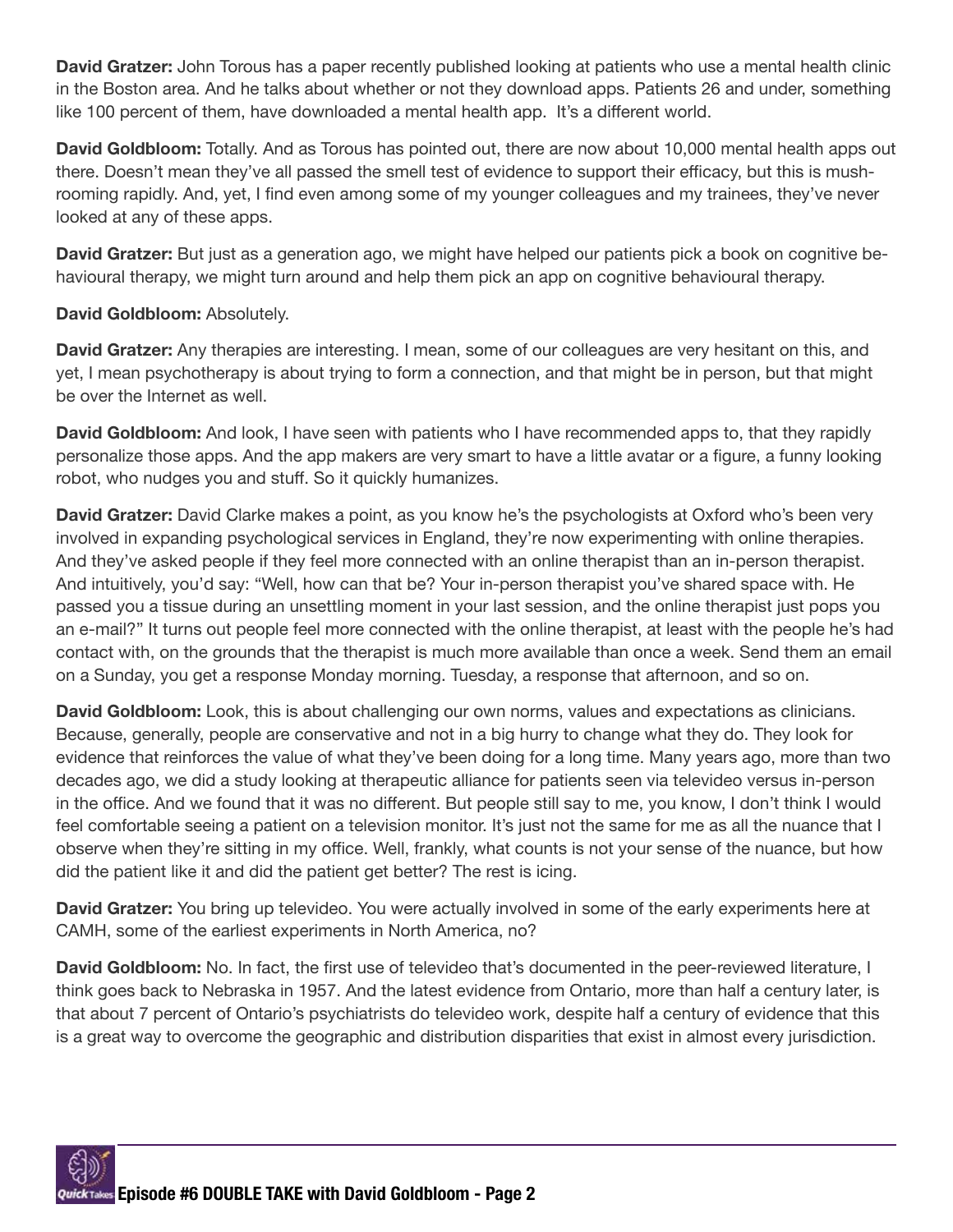**David Gratzer:** John Torous has a paper recently published looking at patients who use a mental health clinic in the Boston area. And he talks about whether or not they download apps. Patients 26 and under, something like 100 percent of them, have downloaded a mental health app. It's a different world.

**David Goldbloom:** Totally. And as Torous has pointed out, there are now about 10,000 mental health apps out there. Doesn't mean they've all passed the smell test of evidence to support their efficacy, but this is mushrooming rapidly. And, yet, I find even among some of my younger colleagues and my trainees, they've never looked at any of these apps.

**David Gratzer:** But just as a generation ago, we might have helped our patients pick a book on cognitive behavioural therapy, we might turn around and help them pick an app on cognitive behavioural therapy.

**David Goldbloom:** Absolutely.

**David Gratzer:** Any therapies are interesting. I mean, some of our colleagues are very hesitant on this, and yet, I mean psychotherapy is about trying to form a connection, and that might be in person, but that might be over the Internet as well.

**David Goldbloom:** And look, I have seen with patients who I have recommended apps to, that they rapidly personalize those apps. And the app makers are very smart to have a little avatar or a figure, a funny looking robot, who nudges you and stuff. So it quickly humanizes.

**David Gratzer:** David Clarke makes a point, as you know he's the psychologists at Oxford who's been very involved in expanding psychological services in England, they're now experimenting with online therapies. And they've asked people if they feel more connected with an online therapist than an in-person therapist. And intuitively, you'd say: "Well, how can that be? Your in-person therapist you've shared space with. He passed you a tissue during an unsettling moment in your last session, and the online therapist just pops you an e-mail?" It turns out people feel more connected with the online therapist, at least with the people he's had contact with, on the grounds that the therapist is much more available than once a week. Send them an email on a Sunday, you get a response Monday morning. Tuesday, a response that afternoon, and so on.

**David Goldbloom:** Look, this is about challenging our own norms, values and expectations as clinicians. Because, generally, people are conservative and not in a big hurry to change what they do. They look for evidence that reinforces the value of what they've been doing for a long time. Many years ago, more than two decades ago, we did a study looking at therapeutic alliance for patients seen via televideo versus in-person in the office. And we found that it was no different. But people still say to me, you know, I don't think I would feel comfortable seeing a patient on a television monitor. It's just not the same for me as all the nuance that I observe when they're sitting in my office. Well, frankly, what counts is not your sense of the nuance, but how did the patient like it and did the patient get better? The rest is icing.

**David Gratzer:** You bring up televideo. You were actually involved in some of the early experiments here at CAMH, some of the earliest experiments in North America, no?

**David Goldbloom:** No. In fact, the first use of televideo that's documented in the peer-reviewed literature, I think goes back to Nebraska in 1957. And the latest evidence from Ontario, more than half a century later, is that about 7 percent of Ontario's psychiatrists do televideo work, despite half a century of evidence that this is a great way to overcome the geographic and distribution disparities that exist in almost every jurisdiction.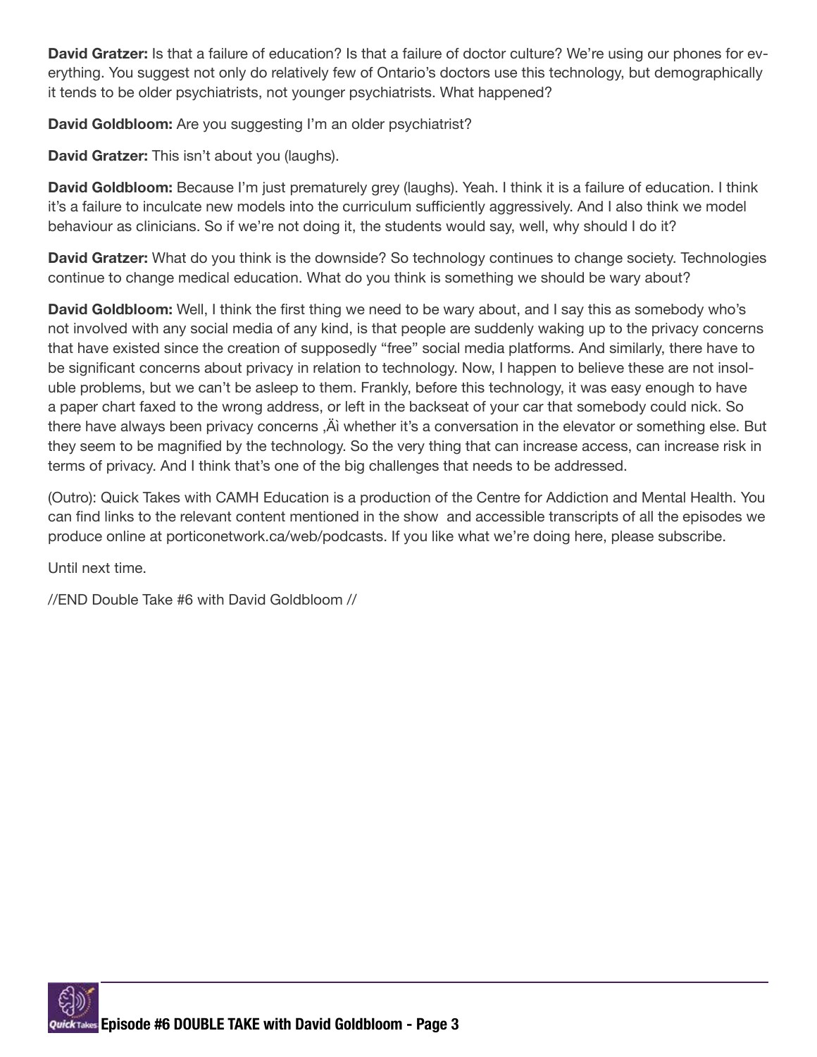**David Gratzer:** Is that a failure of education? Is that a failure of doctor culture? We're using our phones for everything. You suggest not only do relatively few of Ontario's doctors use this technology, but demographically it tends to be older psychiatrists, not younger psychiatrists. What happened?

**David Goldbloom:** Are you suggesting I'm an older psychiatrist?

**David Gratzer:** This isn't about you (laughs).

**David Goldbloom:** Because I'm just prematurely grey (laughs). Yeah. I think it is a failure of education. I think it's a failure to inculcate new models into the curriculum sufficiently aggressively. And I also think we model behaviour as clinicians. So if we're not doing it, the students would say, well, why should I do it?

**David Gratzer:** What do you think is the downside? So technology continues to change society. Technologies continue to change medical education. What do you think is something we should be wary about?

**David Goldbloom:** Well, I think the first thing we need to be wary about, and I say this as somebody who's not involved with any social media of any kind, is that people are suddenly waking up to the privacy concerns that have existed since the creation of supposedly "free" social media platforms. And similarly, there have to be significant concerns about privacy in relation to technology. Now, I happen to believe these are not insoluble problems, but we can't be asleep to them. Frankly, before this technology, it was easy enough to have a paper chart faxed to the wrong address, or left in the backseat of your car that somebody could nick. So there have always been privacy concerns ‚Äì whether it's a conversation in the elevator or something else. But they seem to be magnified by the technology. So the very thing that can increase access, can increase risk in terms of privacy. And I think that's one of the big challenges that needs to be addressed.

(Outro): Quick Takes with CAMH Education is a production of the Centre for Addiction and Mental Health. You can find links to the relevant content mentioned in the show and accessible transcripts of all the episodes we produce online at porticonetwork.ca/web/podcasts. If you like what we're doing here, please subscribe.

Until next time.

//END Double Take #6 with David Goldbloom //